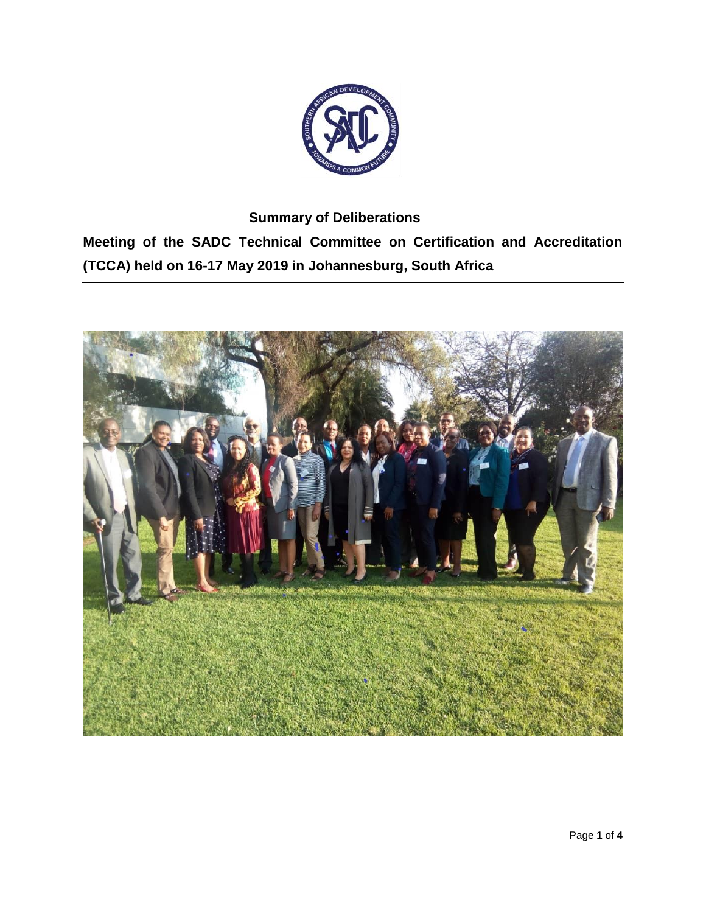**Summary of Deliberations**

**Meeting of the SADC Technical Committee on Certification and Accreditation (TCCA) held on 16-17 May 2019 in Johannesburg, South Africa**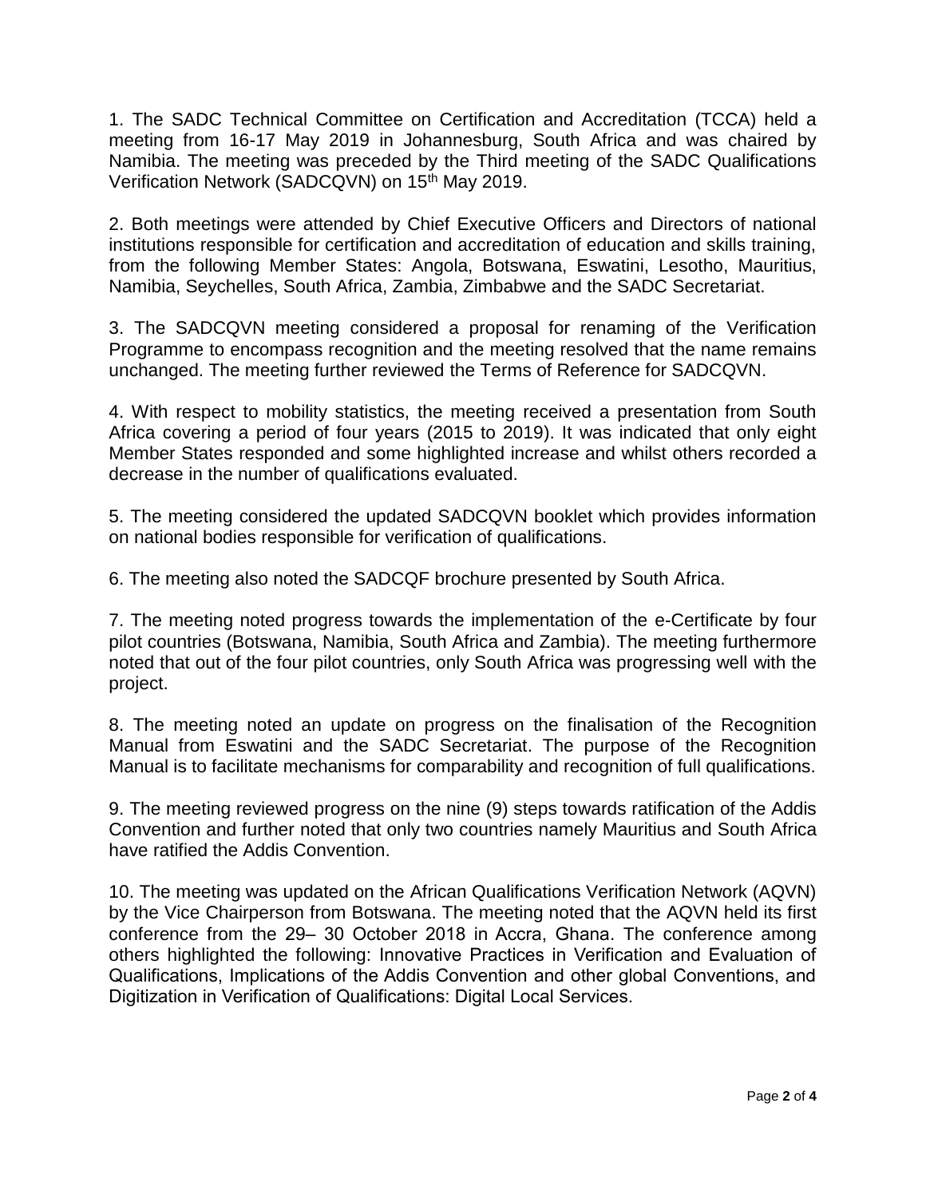1. The SADC Technical Committee on Certification and Accreditation (TCCA) held a meeting from 16-17 May 2019 in Johannesburg, South Africa and was chaired by Namibia. The meeting was preceded by the Third meeting of the SADC Qualifications Verification Network (SADCQVN) on 15th May 2019.

2. Both meetings were attended by Chief Executive Officers and Directors of national institutions responsible for certification and accreditation of education and skills training, from the following Member States: Angola, Botswana, Eswatini, Lesotho, Mauritius, Namibia, Seychelles, South Africa, Zambia, Zimbabwe and the SADC Secretariat.

3. The SADCQVN meeting considered a proposal for renaming of the Verification Programme to encompass recognition and the meeting resolved that the name remains unchanged. The meeting further reviewed the Terms of Reference for SADCQVN.

4. With respect to mobility statistics, the meeting received a presentation from South Africa covering a period of four years (2015 to 2019). It was indicated that only eight Member States responded and some highlighted increase and whilst others recorded a decrease in the number of qualifications evaluated.

5. The meeting considered the updated SADCQVN booklet which provides information on national bodies responsible for verification of qualifications.

6. The meeting also noted the SADCQF brochure presented by South Africa.

7. The meeting noted progress towards the implementation of the e-Certificate by four pilot countries (Botswana, Namibia, South Africa and Zambia). The meeting furthermore noted that out of the four pilot countries, only South Africa was progressing well with the project.

8. The meeting noted an update on progress on the finalisation of the Recognition Manual from Eswatini and the SADC Secretariat. The purpose of the Recognition Manual is to facilitate mechanisms for comparability and recognition of full qualifications.

9. The meeting reviewed progress on the nine (9) steps towards ratification of the Addis Convention and further noted that only two countries namely Mauritius and South Africa have ratified the Addis Convention.

10. The meeting was updated on the African Qualifications Verification Network (AQVN) by the Vice Chairperson from Botswana. The meeting noted that the AQVN held its first conference from the 29– 30 October 2018 in Accra, Ghana. The conference among others highlighted the following: Innovative Practices in Verification and Evaluation of Qualifications, Implications of the Addis Convention and other global Conventions, and Digitization in Verification of Qualifications: Digital Local Services.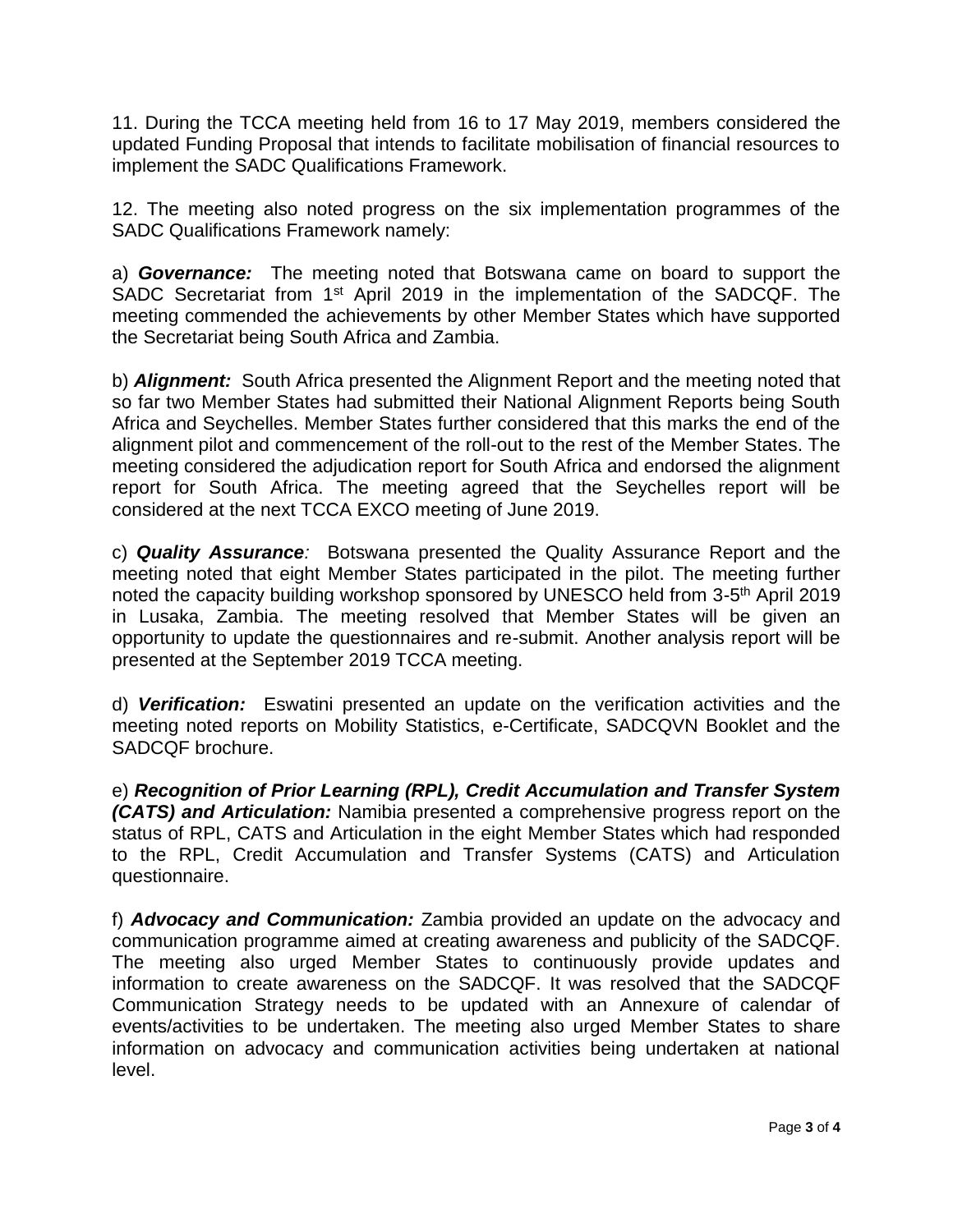11. During the TCCA meeting held from 16 to 17 May 2019, members considered the updated Funding Proposal that intends to facilitate mobilisation of financial resources to implement the SADC Qualifications Framework.

12. The meeting also noted progress on the six implementation programmes of the SADC Qualifications Framework namely:

a) ***Governance:*** The meeting noted that Botswana came on board to support the SADC Secretariat from 1st April 2019 in the implementation of the SADCQF. The meeting commended the achievements by other Member States which have supported the Secretariat being South Africa and Zambia.

b) ***Alignment:*** South Africa presented the Alignment Report and the meeting noted that so far two Member States had submitted their National Alignment Reports being South Africa and Seychelles. Member States further considered that this marks the end of the alignment pilot and commencement of the roll-out to the rest of the Member States. The meeting considered the adjudication report for South Africa and endorsed the alignment report for South Africa. The meeting agreed that the Seychelles report will be considered at the next TCCA EXCO meeting of June 2019.

c) ***Quality Assurance****:* Botswana presented the Quality Assurance Report and the meeting noted that eight Member States participated in the pilot. The meeting further noted the capacity building workshop sponsored by UNESCO held from 3-5th April 2019 in Lusaka, Zambia. The meeting resolved that Member States will be given an opportunity to update the questionnaires and re-submit. Another analysis report will be presented at the September 2019 TCCA meeting.

d) ***Verification:*** Eswatini presented an update on the verification activities and the meeting noted reports on Mobility Statistics, e-Certificate, SADCQVN Booklet and the SADCQF brochure.

e) ***Recognition of Prior Learning (RPL), Credit Accumulation and Transfer System (CATS) and Articulation:*** Namibia presented a comprehensive progress report on the status of RPL, CATS and Articulation in the eight Member States which had responded to the RPL, Credit Accumulation and Transfer Systems (CATS) and Articulation questionnaire.

f) ***Advocacy and Communication:*** Zambia provided an update on the advocacy and communication programme aimed at creating awareness and publicity of the SADCQF. The meeting also urged Member States to continuously provide updates and information to create awareness on the SADCQF. It was resolved that the SADCQF Communication Strategy needs to be updated with an Annexure of calendar of events/activities to be undertaken. The meeting also urged Member States to share information on advocacy and communication activities being undertaken at national level.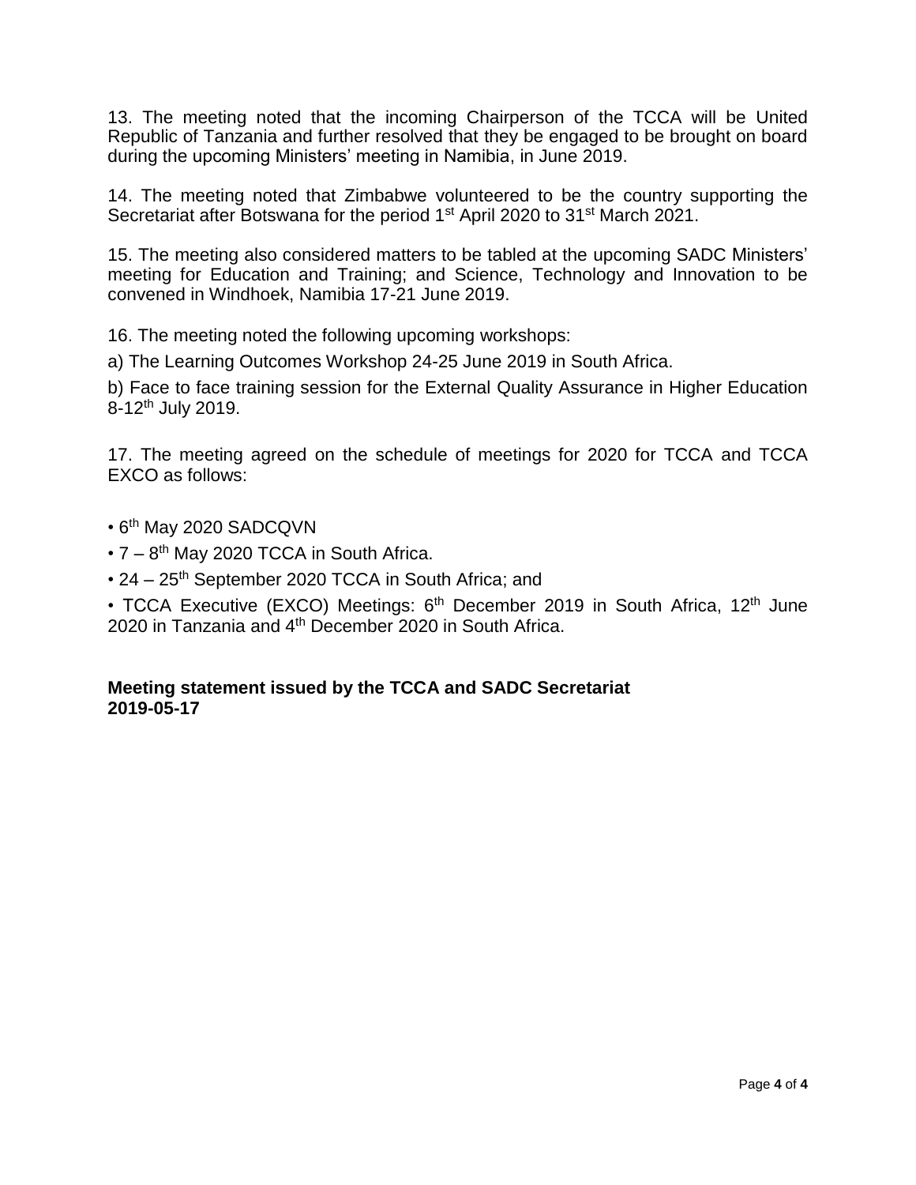13. The meeting noted that the incoming Chairperson of the TCCA will be United Republic of Tanzania and further resolved that they be engaged to be brought on board during the upcoming Ministers' meeting in Namibia, in June 2019.

14. The meeting noted that Zimbabwe volunteered to be the country supporting the Secretariat after Botswana for the period 1st April 2020 to 31st March 2021.

15. The meeting also considered matters to be tabled at the upcoming SADC Ministers' meeting for Education and Training; and Science, Technology and Innovation to be convened in Windhoek, Namibia 17-21 June 2019.

16. The meeting noted the following upcoming workshops:

a) The Learning Outcomes Workshop 24-25 June 2019 in South Africa.

b) Face to face training session for the External Quality Assurance in Higher Education 8-12th July 2019.

17. The meeting agreed on the schedule of meetings for 2020 for TCCA and TCCA EXCO as follows:

- 6th May 2020 SADCQVN
- 7 – 8th May 2020 TCCA in South Africa.
- 24 – 25th September 2020 TCCA in South Africa; and
- TCCA Executive (EXCO) Meetings: 6th December 2019 in South Africa, 12th June 2020 in Tanzania and 4th December 2020 in South Africa.

**Meeting statement issued by the TCCA and SADC Secretariat**
**2019-05-17**